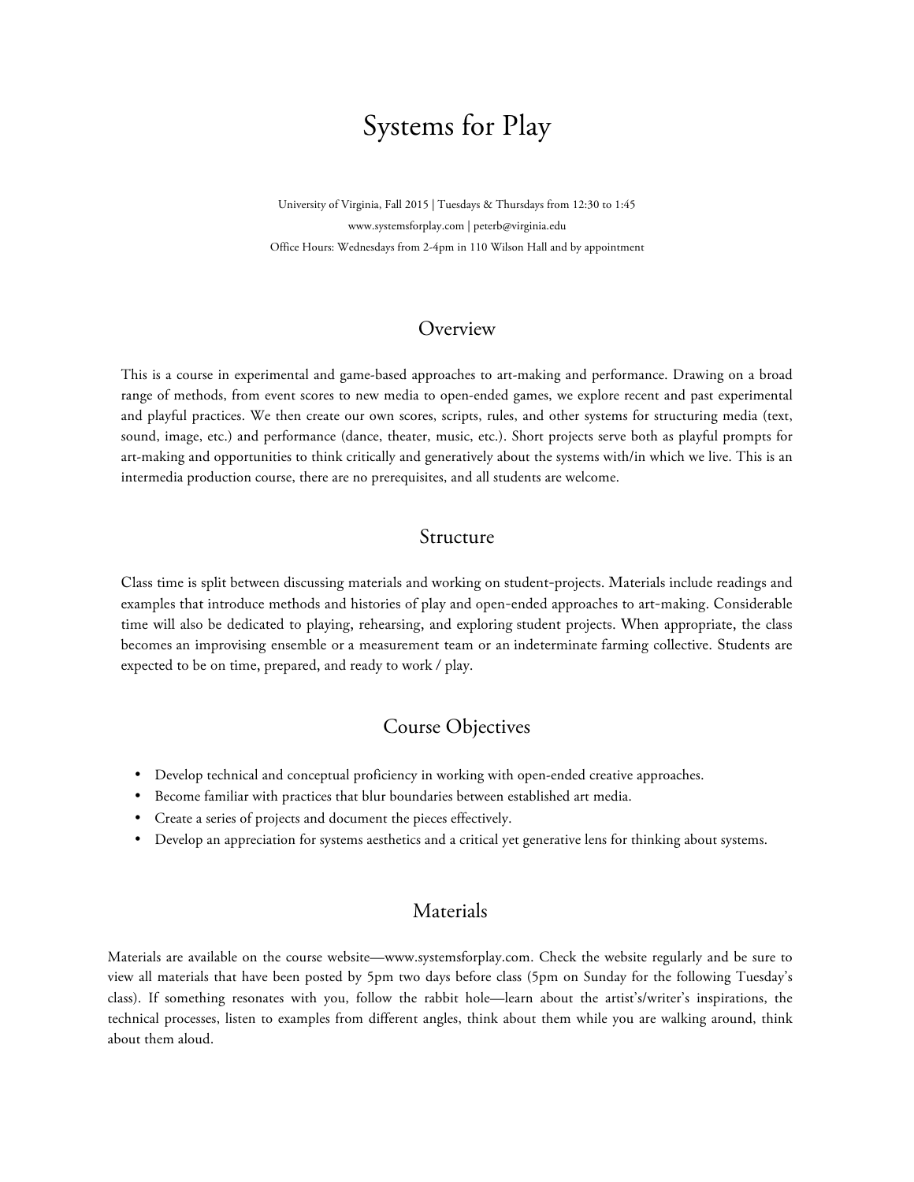# Systems for Play

University of Virginia, Fall 2015 | Tuesdays & Thursdays from 12:30 to 1:45
www.systemsforplay.com | peterb@virginia.edu
Office Hours: Wednesdays from 2-4pm in 110 Wilson Hall and by appointment

## Overview

This is a course in experimental and game-based approaches to art-making and performance. Drawing on a broad range of methods, from event scores to new media to open-ended games, we explore recent and past experimental and playful practices. We then create our own scores, scripts, rules, and other systems for structuring media (text, sound, image, etc.) and performance (dance, theater, music, etc.). Short projects serve both as playful prompts for art-making and opportunities to think critically and generatively about the systems with/in which we live. This is an intermedia production course, there are no prerequisites, and all students are welcome.

## Structure

Class time is split between discussing materials and working on student-projects. Materials include readings and examples that introduce methods and histories of play and open-ended approaches to art-making. Considerable time will also be dedicated to playing, rehearsing, and exploring student projects. When appropriate, the class becomes an improvising ensemble or a measurement team or an indeterminate farming collective. Students are expected to be on time, prepared, and ready to work / play.

## Course Objectives

- Develop technical and conceptual proficiency in working with open-ended creative approaches.
- Become familiar with practices that blur boundaries between established art media.
- Create a series of projects and document the pieces effectively.
- Develop an appreciation for systems aesthetics and a critical yet generative lens for thinking about systems.

## Materials

Materials are available on the course website—www.systemsforplay.com. Check the website regularly and be sure to view all materials that have been posted by 5pm two days before class (5pm on Sunday for the following Tuesday's class). If something resonates with you, follow the rabbit hole—learn about the artist's/writer's inspirations, the technical processes, listen to examples from different angles, think about them while you are walking around, think about them aloud.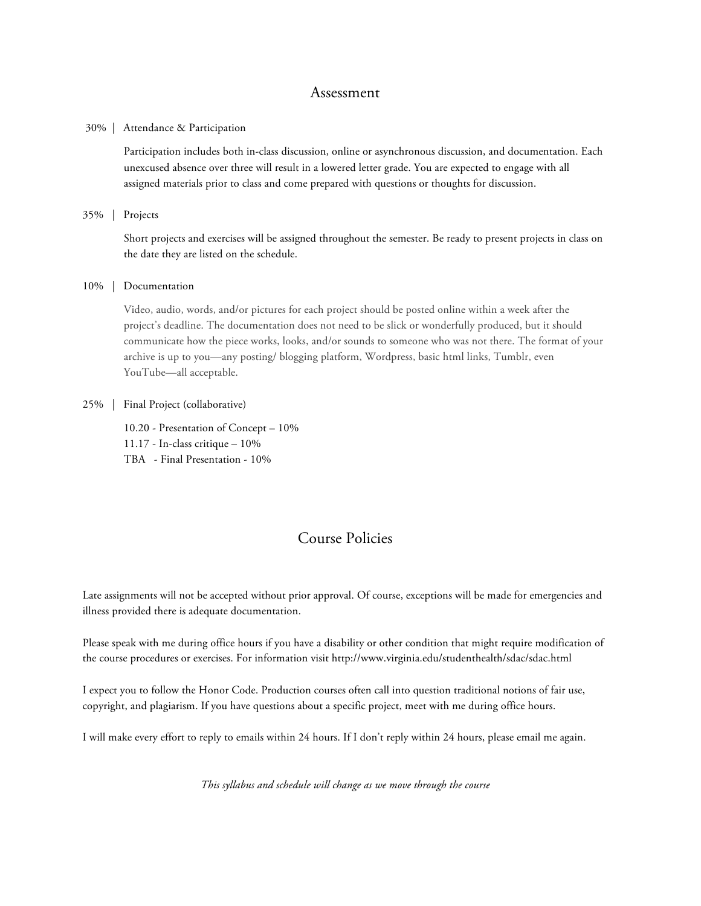## Assessment

30% | Attendance & Participation

Participation includes both in-class discussion, online or asynchronous discussion, and documentation. Each unexcused absence over three will result in a lowered letter grade. You are expected to engage with all assigned materials prior to class and come prepared with questions or thoughts for discussion.

35% | Projects

Short projects and exercises will be assigned throughout the semester. Be ready to present projects in class on the date they are listed on the schedule.

10% | Documentation

Video, audio, words, and/or pictures for each project should be posted online within a week after the project's deadline. The documentation does not need to be slick or wonderfully produced, but it should communicate how the piece works, looks, and/or sounds to someone who was not there. The format of your archive is up to you—any posting/ blogging platform, Wordpress, basic html links, Tumblr, even YouTube—all acceptable.

25% | Final Project (collaborative)

10.20 - Presentation of Concept – 10%
11.17 - In-class critique – 10%
TBA - Final Presentation - 10%

## Course Policies

Late assignments will not be accepted without prior approval. Of course, exceptions will be made for emergencies and illness provided there is adequate documentation.

Please speak with me during office hours if you have a disability or other condition that might require modification of the course procedures or exercises. For information visit http://www.virginia.edu/studenthealth/sdac/sdac.html

I expect you to follow the Honor Code. Production courses often call into question traditional notions of fair use, copyright, and plagiarism. If you have questions about a specific project, meet with me during office hours.

I will make every effort to reply to emails within 24 hours. If I don't reply within 24 hours, please email me again.

*This syllabus and schedule will change as we move through the course*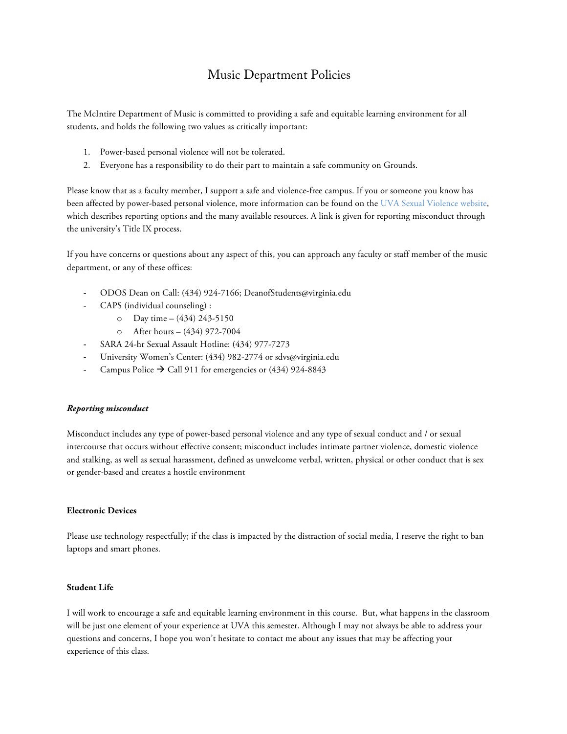# Music Department Policies

The McIntire Department of Music is committed to providing a safe and equitable learning environment for all students, and holds the following two values as critically important:

1. Power-based personal violence will not be tolerated.
2. Everyone has a responsibility to do their part to maintain a safe community on Grounds.

Please know that as a faculty member, I support a safe and violence-free campus. If you or someone you know has been affected by power-based personal violence, more information can be found on the UVA Sexual Violence website, which describes reporting options and the many available resources. A link is given for reporting misconduct through the university's Title IX process.

If you have concerns or questions about any aspect of this, you can approach any faculty or staff member of the music department, or any of these offices:

- ODOS Dean on Call: (434) 924-7166; DeanofStudents@virginia.edu
- CAPS (individual counseling) :
  - Day time – (434) 243-5150
  - After hours – (434) 972-7004
- SARA 24-hr Sexual Assault Hotline: (434) 977-7273
- University Women's Center: (434) 982-2774 or sdvs@virginia.edu
- Campus Police → Call 911 for emergencies or (434) 924-8843

***Reporting misconduct***

Misconduct includes any type of power-based personal violence and any type of sexual conduct and / or sexual intercourse that occurs without effective consent; misconduct includes intimate partner violence, domestic violence and stalking, as well as sexual harassment, defined as unwelcome verbal, written, physical or other conduct that is sex or gender-based and creates a hostile environment

**Electronic Devices**

Please use technology respectfully; if the class is impacted by the distraction of social media, I reserve the right to ban laptops and smart phones.

**Student Life**

I will work to encourage a safe and equitable learning environment in this course. But, what happens in the classroom will be just one element of your experience at UVA this semester. Although I may not always be able to address your questions and concerns, I hope you won't hesitate to contact me about any issues that may be affecting your experience of this class.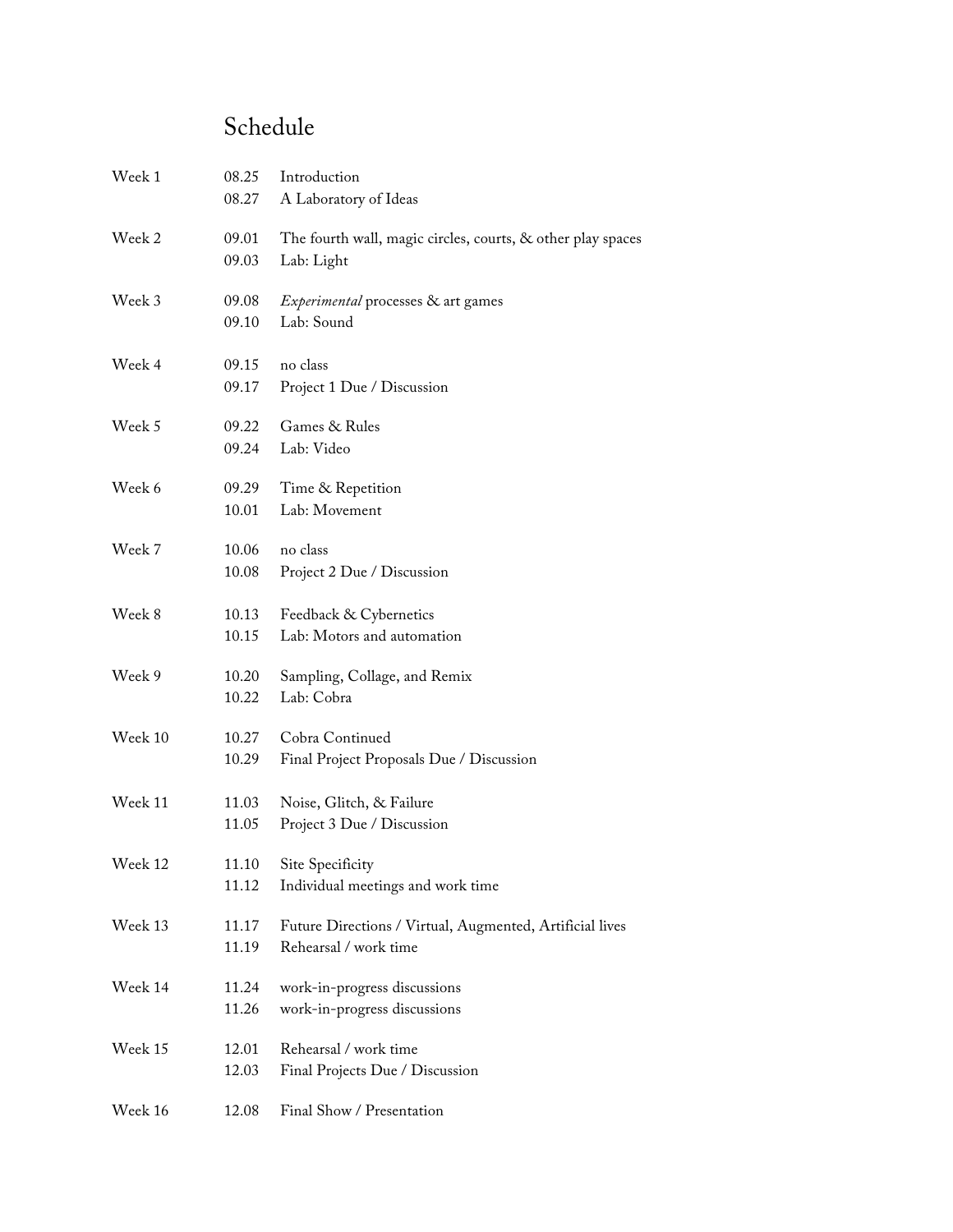# Schedule

| | | |
|---|---|---|
| Week 1 | 08.25 | Introduction |
| | 08.27 | A Laboratory of Ideas |
| Week 2 | 09.01 | The fourth wall, magic circles, courts, & other play spaces |
| | 09.03 | Lab: Light |
| Week 3 | 09.08 | *Experimental* processes & art games |
| | 09.10 | Lab: Sound |
| Week 4 | 09.15 | no class |
| | 09.17 | Project 1 Due / Discussion |
| Week 5 | 09.22 | Games & Rules |
| | 09.24 | Lab: Video |
| Week 6 | 09.29 | Time & Repetition |
| | 10.01 | Lab: Movement |
| Week 7 | 10.06 | no class |
| | 10.08 | Project 2 Due / Discussion |
| Week 8 | 10.13 | Feedback & Cybernetics |
| | 10.15 | Lab: Motors and automation |
| Week 9 | 10.20 | Sampling, Collage, and Remix |
| | 10.22 | Lab: Cobra |
| Week 10 | 10.27 | Cobra Continued |
| | 10.29 | Final Project Proposals Due / Discussion |
| Week 11 | 11.03 | Noise, Glitch, & Failure |
| | 11.05 | Project 3 Due / Discussion |
| Week 12 | 11.10 | Site Specificity |
| | 11.12 | Individual meetings and work time |
| Week 13 | 11.17 | Future Directions / Virtual, Augmented, Artificial lives |
| | 11.19 | Rehearsal / work time |
| Week 14 | 11.24 | work-in-progress discussions |
| | 11.26 | work-in-progress discussions |
| Week 15 | 12.01 | Rehearsal / work time |
| | 12.03 | Final Projects Due / Discussion |
| Week 16 | 12.08 | Final Show / Presentation |